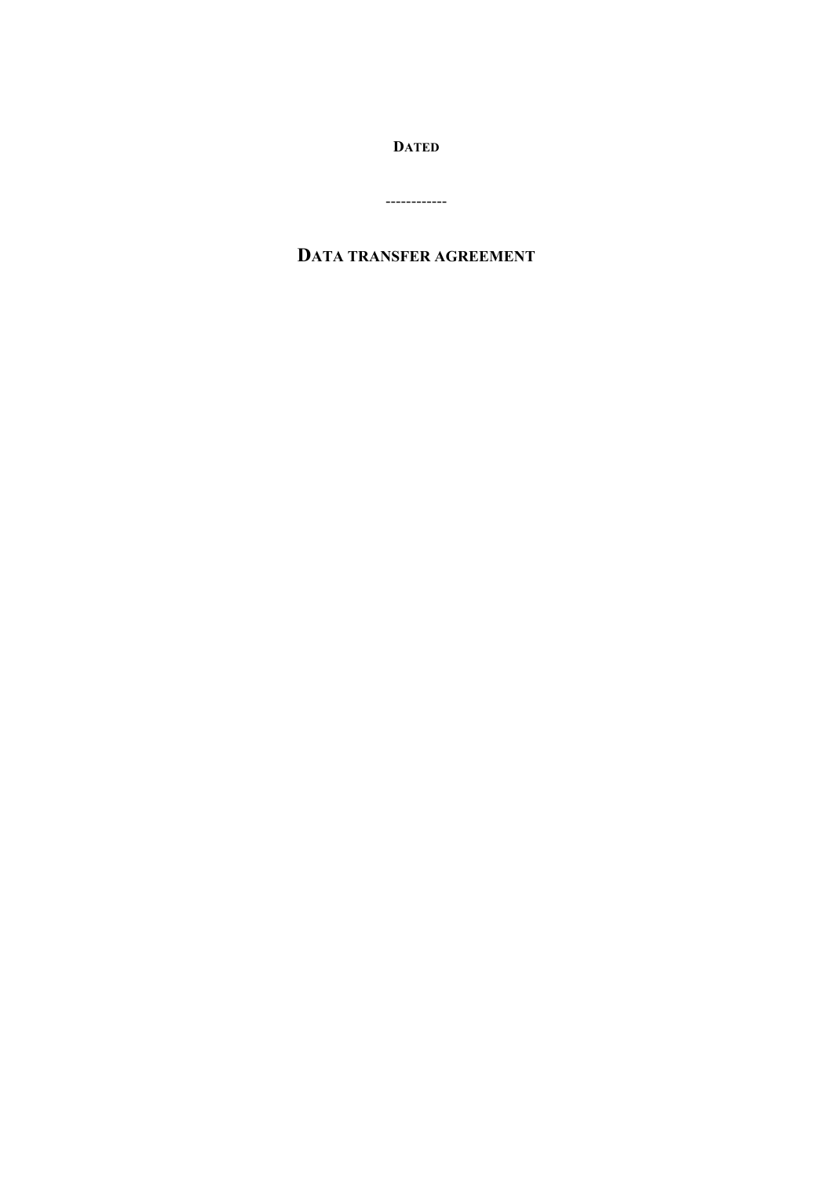**DATED**

------------

# DATA TRANSFER AGREEMENT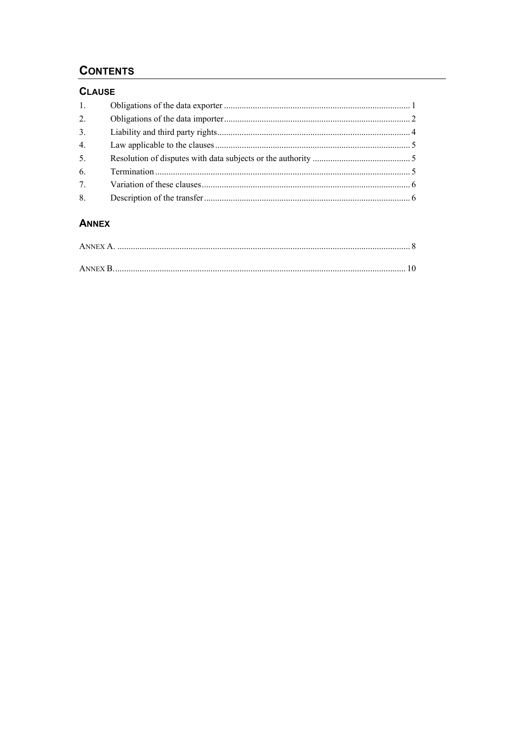# CONTENTS

## CLAUSE

| | | |
|---|---|---|
| 1. | Obligations of the data exporter | 1 |
| 2. | Obligations of the data importer | 2 |
| 3. | Liability and third party rights | 4 |
| 4. | Law applicable to the clauses | 5 |
| 5. | Resolution of disputes with data subjects or the authority | 5 |
| 6. | Termination | 5 |
| 7. | Variation of these clauses | 6 |
| 8. | Description of the transfer | 6 |

## ANNEX

| | |
|---|---|
| ANNEX A. | 8 |
| ANNEX B. | 10 |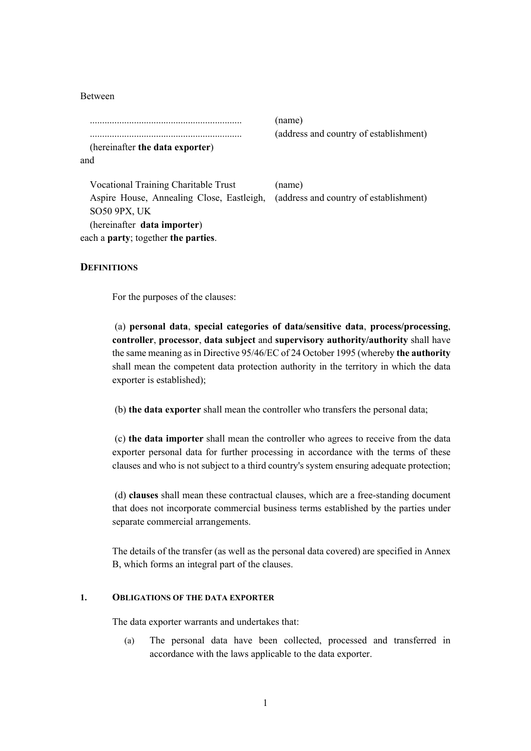Between

| | |
|---|---|
| ............................................................. | (name) |
| ............................................................. | (address and country of establishment) |
| (hereinafter **the data exporter**) | |

and

| | |
|---|---|
| Vocational Training Charitable Trust | (name) |
| Aspire House, Annealing Close, Eastleigh, SO50 9PX, UK | (address and country of establishment) |
| (hereinafter **data importer**) | |

each a **party**; together **the parties**.

## DEFINITIONS

For the purposes of the clauses:

(a) **personal data**, **special categories of data/sensitive data**, **process/processing**, **controller**, **processor**, **data subject** and **supervisory authority/authority** shall have the same meaning as in Directive 95/46/EC of 24 October 1995 (whereby **the authority** shall mean the competent data protection authority in the territory in which the data exporter is established);

(b) **the data exporter** shall mean the controller who transfers the personal data;

(c) **the data importer** shall mean the controller who agrees to receive from the data exporter personal data for further processing in accordance with the terms of these clauses and who is not subject to a third country's system ensuring adequate protection;

(d) **clauses** shall mean these contractual clauses, which are a free-standing document that does not incorporate commercial business terms established by the parties under separate commercial arrangements.

The details of the transfer (as well as the personal data covered) are specified in Annex B, which forms an integral part of the clauses.

### 1. OBLIGATIONS OF THE DATA EXPORTER

The data exporter warrants and undertakes that:

(a) The personal data have been collected, processed and transferred in accordance with the laws applicable to the data exporter.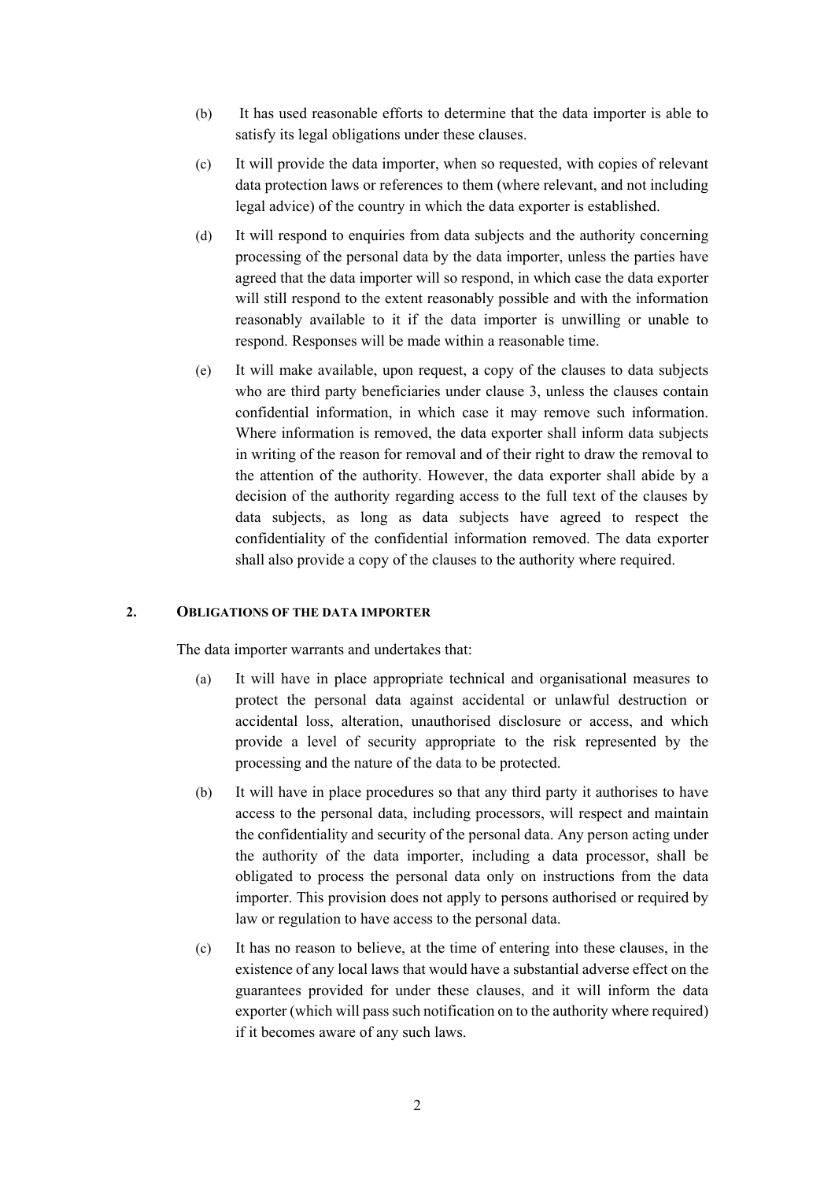(b) It has used reasonable efforts to determine that the data importer is able to satisfy its legal obligations under these clauses.

(c) It will provide the data importer, when so requested, with copies of relevant data protection laws or references to them (where relevant, and not including legal advice) of the country in which the data exporter is established.

(d) It will respond to enquiries from data subjects and the authority concerning processing of the personal data by the data importer, unless the parties have agreed that the data importer will so respond, in which case the data exporter will still respond to the extent reasonably possible and with the information reasonably available to it if the data importer is unwilling or unable to respond. Responses will be made within a reasonable time.

(e) It will make available, upon request, a copy of the clauses to data subjects who are third party beneficiaries under clause 3, unless the clauses contain confidential information, in which case it may remove such information. Where information is removed, the data exporter shall inform data subjects in writing of the reason for removal and of their right to draw the removal to the attention of the authority. However, the data exporter shall abide by a decision of the authority regarding access to the full text of the clauses by data subjects, as long as data subjects have agreed to respect the confidentiality of the confidential information removed. The data exporter shall also provide a copy of the clauses to the authority where required.

## 2. OBLIGATIONS OF THE DATA IMPORTER

The data importer warrants and undertakes that:

(a) It will have in place appropriate technical and organisational measures to protect the personal data against accidental or unlawful destruction or accidental loss, alteration, unauthorised disclosure or access, and which provide a level of security appropriate to the risk represented by the processing and the nature of the data to be protected.

(b) It will have in place procedures so that any third party it authorises to have access to the personal data, including processors, will respect and maintain the confidentiality and security of the personal data. Any person acting under the authority of the data importer, including a data processor, shall be obligated to process the personal data only on instructions from the data importer. This provision does not apply to persons authorised or required by law or regulation to have access to the personal data.

(c) It has no reason to believe, at the time of entering into these clauses, in the existence of any local laws that would have a substantial adverse effect on the guarantees provided for under these clauses, and it will inform the data exporter (which will pass such notification on to the authority where required) if it becomes aware of any such laws.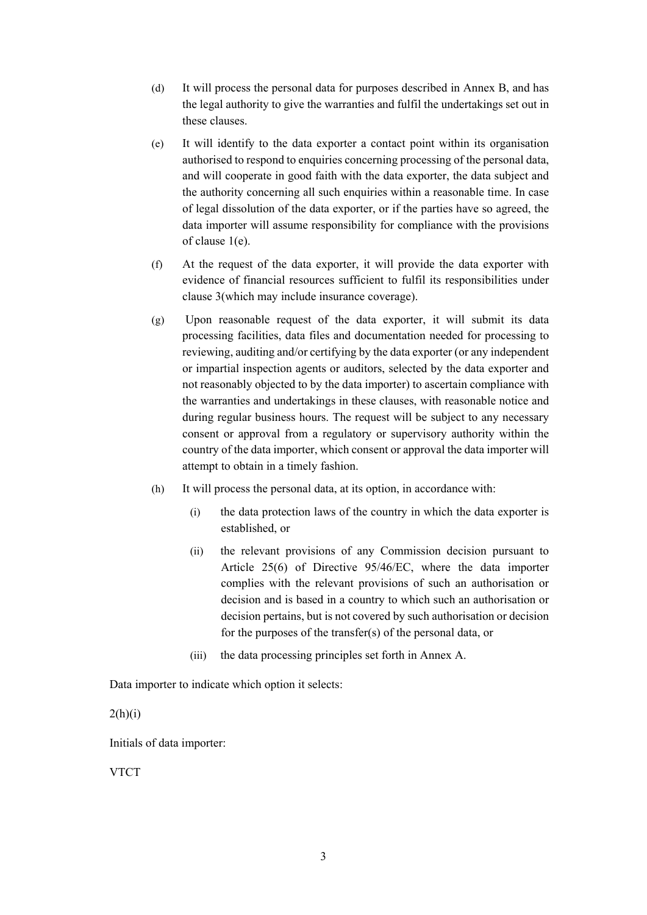(d) It will process the personal data for purposes described in Annex B, and has the legal authority to give the warranties and fulfil the undertakings set out in these clauses.

(e) It will identify to the data exporter a contact point within its organisation authorised to respond to enquiries concerning processing of the personal data, and will cooperate in good faith with the data exporter, the data subject and the authority concerning all such enquiries within a reasonable time. In case of legal dissolution of the data exporter, or if the parties have so agreed, the data importer will assume responsibility for compliance with the provisions of clause 1(e).

(f) At the request of the data exporter, it will provide the data exporter with evidence of financial resources sufficient to fulfil its responsibilities under clause 3(which may include insurance coverage).

(g) Upon reasonable request of the data exporter, it will submit its data processing facilities, data files and documentation needed for processing to reviewing, auditing and/or certifying by the data exporter (or any independent or impartial inspection agents or auditors, selected by the data exporter and not reasonably objected to by the data importer) to ascertain compliance with the warranties and undertakings in these clauses, with reasonable notice and during regular business hours. The request will be subject to any necessary consent or approval from a regulatory or supervisory authority within the country of the data importer, which consent or approval the data importer will attempt to obtain in a timely fashion.

(h) It will process the personal data, at its option, in accordance with:

   (i) the data protection laws of the country in which the data exporter is established, or

   (ii) the relevant provisions of any Commission decision pursuant to Article 25(6) of Directive 95/46/EC, where the data importer complies with the relevant provisions of such an authorisation or decision and is based in a country to which such an authorisation or decision pertains, but is not covered by such authorisation or decision for the purposes of the transfer(s) of the personal data, or

   (iii) the data processing principles set forth in Annex A.

Data importer to indicate which option it selects:

2(h)(i)

Initials of data importer:

VTCT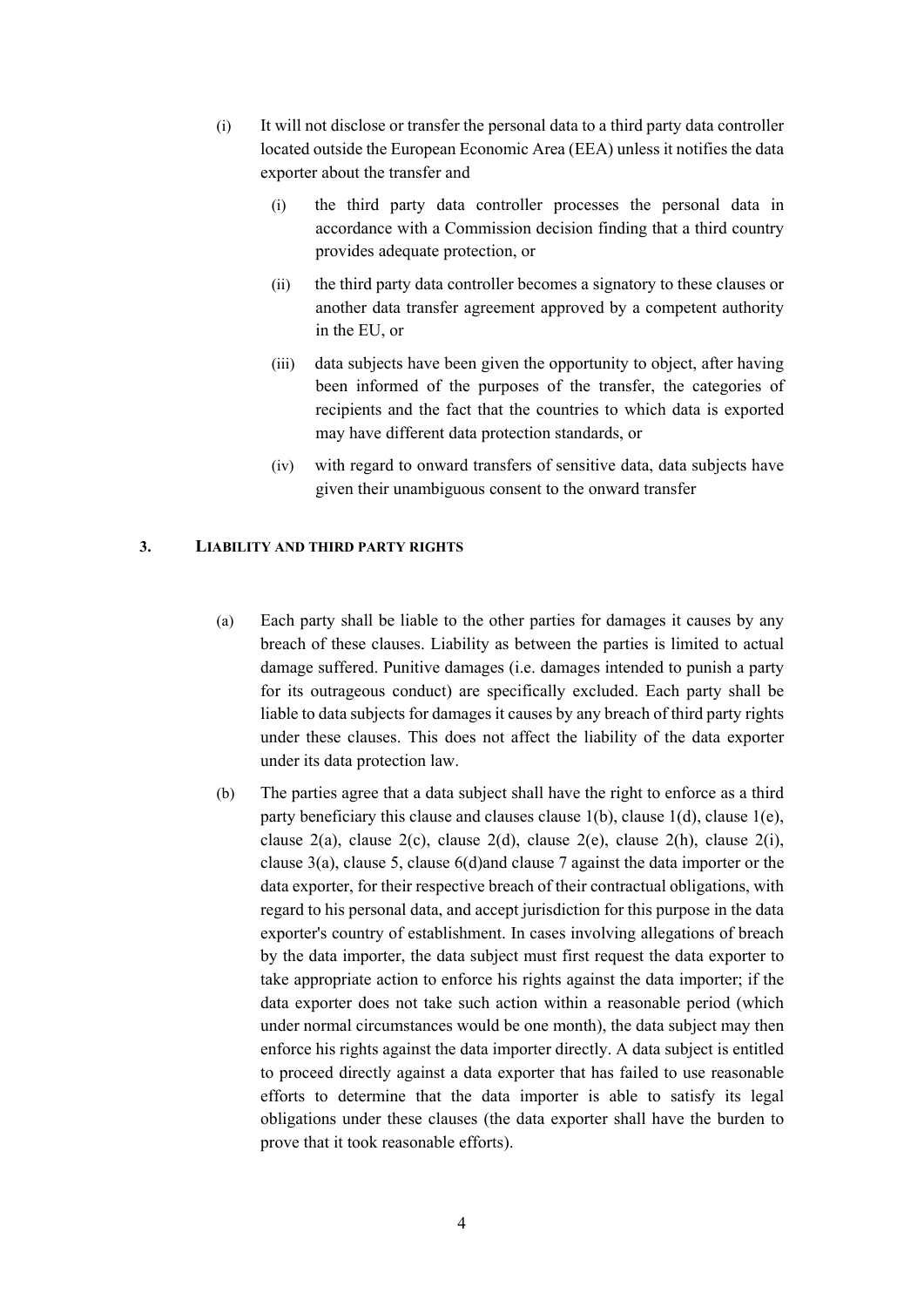(i) It will not disclose or transfer the personal data to a third party data controller located outside the European Economic Area (EEA) unless it notifies the data exporter about the transfer and

  (i) the third party data controller processes the personal data in accordance with a Commission decision finding that a third country provides adequate protection, or

  (ii) the third party data controller becomes a signatory to these clauses or another data transfer agreement approved by a competent authority in the EU, or

  (iii) data subjects have been given the opportunity to object, after having been informed of the purposes of the transfer, the categories of recipients and the fact that the countries to which data is exported may have different data protection standards, or

  (iv) with regard to onward transfers of sensitive data, data subjects have given their unambiguous consent to the onward transfer

## 3. LIABILITY AND THIRD PARTY RIGHTS

(a) Each party shall be liable to the other parties for damages it causes by any breach of these clauses. Liability as between the parties is limited to actual damage suffered. Punitive damages (i.e. damages intended to punish a party for its outrageous conduct) are specifically excluded. Each party shall be liable to data subjects for damages it causes by any breach of third party rights under these clauses. This does not affect the liability of the data exporter under its data protection law.

(b) The parties agree that a data subject shall have the right to enforce as a third party beneficiary this clause and clauses clause 1(b), clause 1(d), clause 1(e), clause 2(a), clause 2(c), clause 2(d), clause 2(e), clause 2(h), clause 2(i), clause 3(a), clause 5, clause 6(d)and clause 7 against the data importer or the data exporter, for their respective breach of their contractual obligations, with regard to his personal data, and accept jurisdiction for this purpose in the data exporter's country of establishment. In cases involving allegations of breach by the data importer, the data subject must first request the data exporter to take appropriate action to enforce his rights against the data importer; if the data exporter does not take such action within a reasonable period (which under normal circumstances would be one month), the data subject may then enforce his rights against the data importer directly. A data subject is entitled to proceed directly against a data exporter that has failed to use reasonable efforts to determine that the data importer is able to satisfy its legal obligations under these clauses (the data exporter shall have the burden to prove that it took reasonable efforts).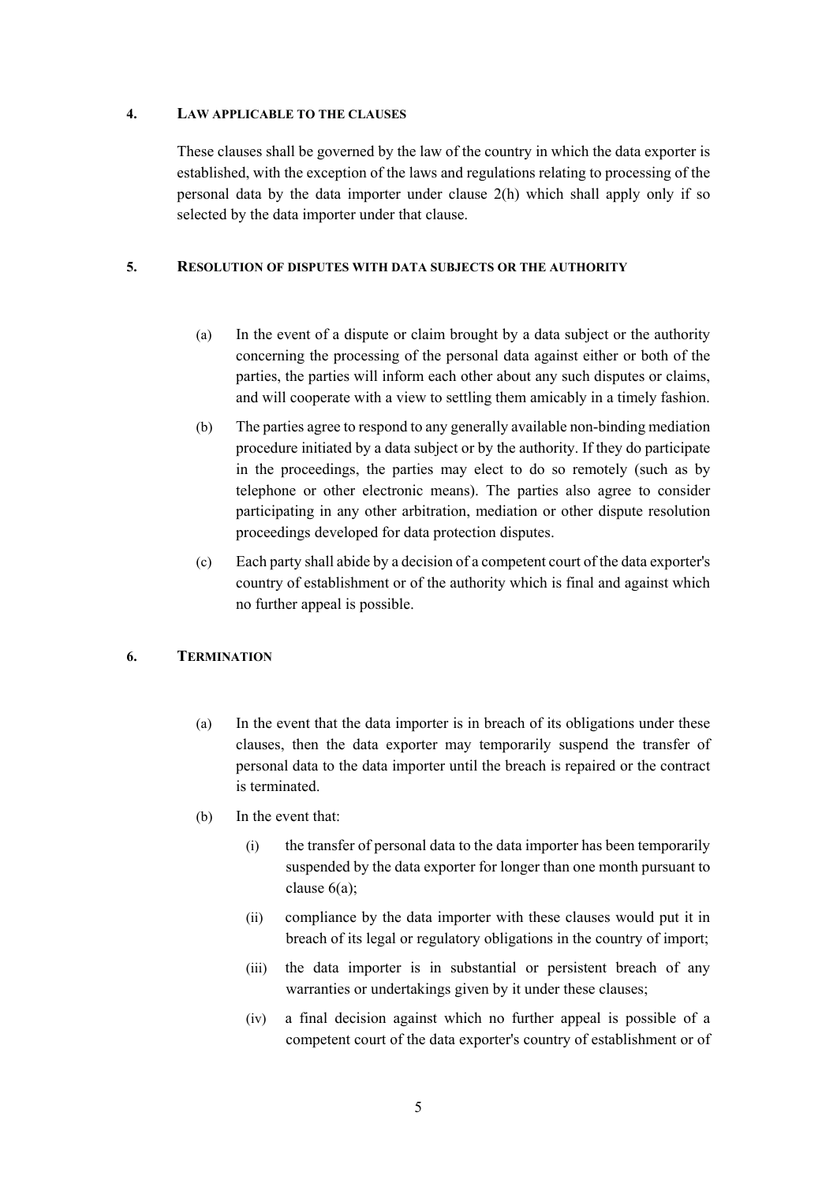## 4. LAW APPLICABLE TO THE CLAUSES

These clauses shall be governed by the law of the country in which the data exporter is established, with the exception of the laws and regulations relating to processing of the personal data by the data importer under clause 2(h) which shall apply only if so selected by the data importer under that clause.

## 5. RESOLUTION OF DISPUTES WITH DATA SUBJECTS OR THE AUTHORITY

(a) In the event of a dispute or claim brought by a data subject or the authority concerning the processing of the personal data against either or both of the parties, the parties will inform each other about any such disputes or claims, and will cooperate with a view to settling them amicably in a timely fashion.

(b) The parties agree to respond to any generally available non-binding mediation procedure initiated by a data subject or by the authority. If they do participate in the proceedings, the parties may elect to do so remotely (such as by telephone or other electronic means). The parties also agree to consider participating in any other arbitration, mediation or other dispute resolution proceedings developed for data protection disputes.

(c) Each party shall abide by a decision of a competent court of the data exporter's country of establishment or of the authority which is final and against which no further appeal is possible.

## 6. TERMINATION

(a) In the event that the data importer is in breach of its obligations under these clauses, then the data exporter may temporarily suspend the transfer of personal data to the data importer until the breach is repaired or the contract is terminated.

(b) In the event that:

(i) the transfer of personal data to the data importer has been temporarily suspended by the data exporter for longer than one month pursuant to clause 6(a);

(ii) compliance by the data importer with these clauses would put it in breach of its legal or regulatory obligations in the country of import;

(iii) the data importer is in substantial or persistent breach of any warranties or undertakings given by it under these clauses;

(iv) a final decision against which no further appeal is possible of a competent court of the data exporter's country of establishment or of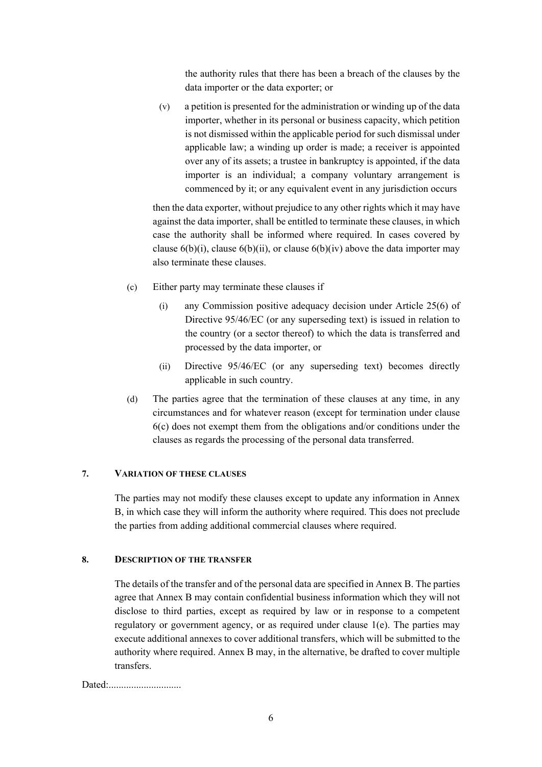the authority rules that there has been a breach of the clauses by the data importer or the data exporter; or

(v) a petition is presented for the administration or winding up of the data importer, whether in its personal or business capacity, which petition is not dismissed within the applicable period for such dismissal under applicable law; a winding up order is made; a receiver is appointed over any of its assets; a trustee in bankruptcy is appointed, if the data importer is an individual; a company voluntary arrangement is commenced by it; or any equivalent event in any jurisdiction occurs

then the data exporter, without prejudice to any other rights which it may have against the data importer, shall be entitled to terminate these clauses, in which case the authority shall be informed where required. In cases covered by clause 6(b)(i), clause 6(b)(ii), or clause 6(b)(iv) above the data importer may also terminate these clauses.

(c) Either party may terminate these clauses if

(i) any Commission positive adequacy decision under Article 25(6) of Directive 95/46/EC (or any superseding text) is issued in relation to the country (or a sector thereof) to which the data is transferred and processed by the data importer, or

(ii) Directive 95/46/EC (or any superseding text) becomes directly applicable in such country.

(d) The parties agree that the termination of these clauses at any time, in any circumstances and for whatever reason (except for termination under clause 6(c) does not exempt them from the obligations and/or conditions under the clauses as regards the processing of the personal data transferred.

## 7. VARIATION OF THESE CLAUSES

The parties may not modify these clauses except to update any information in Annex B, in which case they will inform the authority where required. This does not preclude the parties from adding additional commercial clauses where required.

## 8. DESCRIPTION OF THE TRANSFER

The details of the transfer and of the personal data are specified in Annex B. The parties agree that Annex B may contain confidential business information which they will not disclose to third parties, except as required by law or in response to a competent regulatory or government agency, or as required under clause 1(e). The parties may execute additional annexes to cover additional transfers, which will be submitted to the authority where required. Annex B may, in the alternative, be drafted to cover multiple transfers.

Dated:.............................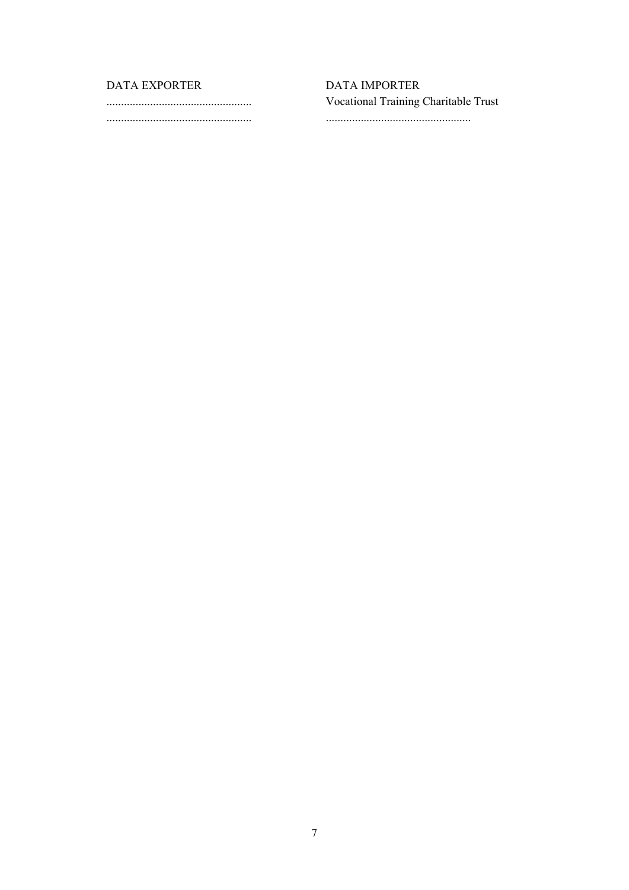| DATA EXPORTER | DATA IMPORTER |
|---|---|
| .................................................. | Vocational Training Charitable Trust |
| .................................................. | .................................................. |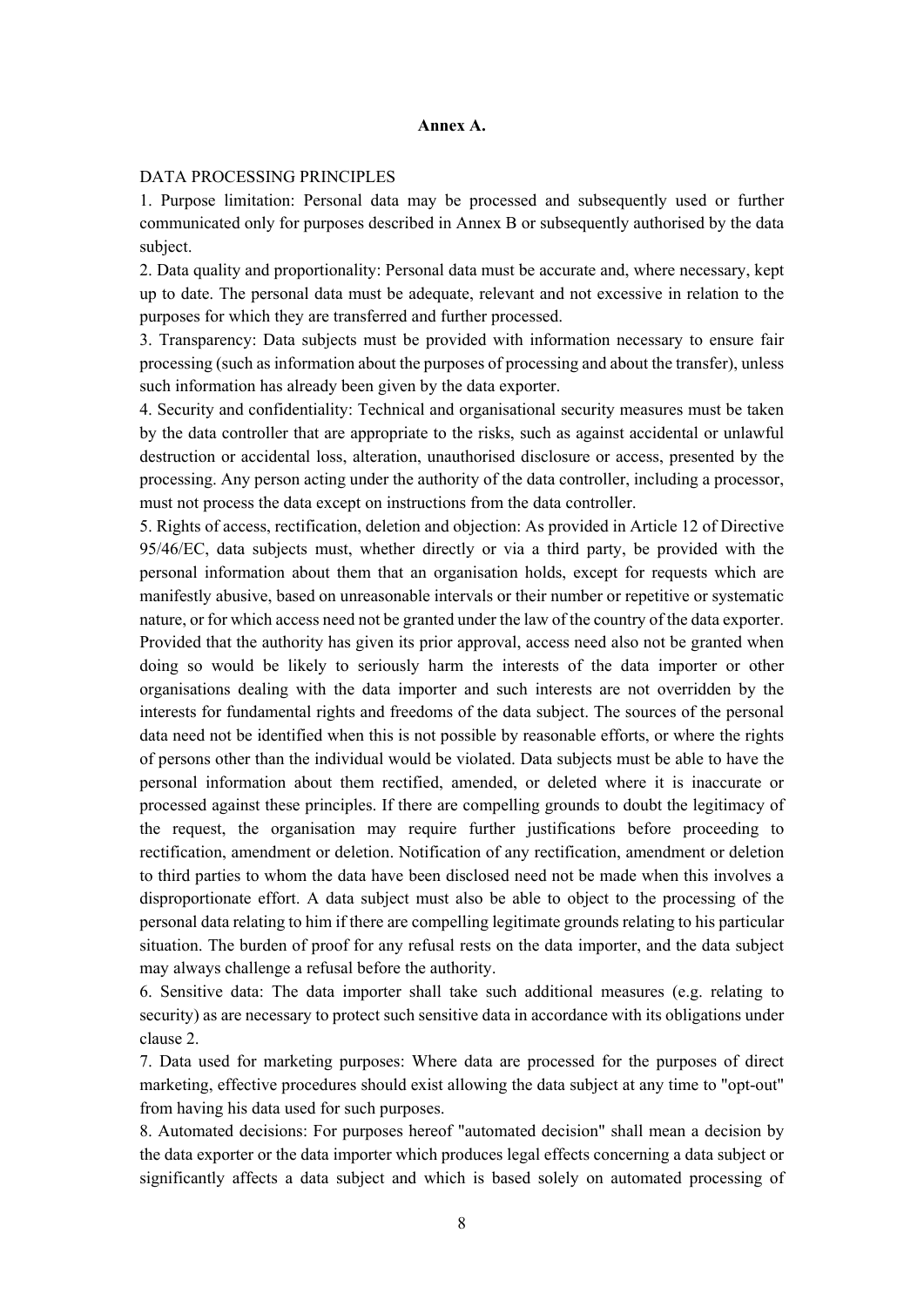**Annex A.**

DATA PROCESSING PRINCIPLES

1. Purpose limitation: Personal data may be processed and subsequently used or further communicated only for purposes described in Annex B or subsequently authorised by the data subject.
2. Data quality and proportionality: Personal data must be accurate and, where necessary, kept up to date. The personal data must be adequate, relevant and not excessive in relation to the purposes for which they are transferred and further processed.
3. Transparency: Data subjects must be provided with information necessary to ensure fair processing (such as information about the purposes of processing and about the transfer), unless such information has already been given by the data exporter.
4. Security and confidentiality: Technical and organisational security measures must be taken by the data controller that are appropriate to the risks, such as against accidental or unlawful destruction or accidental loss, alteration, unauthorised disclosure or access, presented by the processing. Any person acting under the authority of the data controller, including a processor, must not process the data except on instructions from the data controller.
5. Rights of access, rectification, deletion and objection: As provided in Article 12 of Directive 95/46/EC, data subjects must, whether directly or via a third party, be provided with the personal information about them that an organisation holds, except for requests which are manifestly abusive, based on unreasonable intervals or their number or repetitive or systematic nature, or for which access need not be granted under the law of the country of the data exporter. Provided that the authority has given its prior approval, access need also not be granted when doing so would be likely to seriously harm the interests of the data importer or other organisations dealing with the data importer and such interests are not overridden by the interests for fundamental rights and freedoms of the data subject. The sources of the personal data need not be identified when this is not possible by reasonable efforts, or where the rights of persons other than the individual would be violated. Data subjects must be able to have the personal information about them rectified, amended, or deleted where it is inaccurate or processed against these principles. If there are compelling grounds to doubt the legitimacy of the request, the organisation may require further justifications before proceeding to rectification, amendment or deletion. Notification of any rectification, amendment or deletion to third parties to whom the data have been disclosed need not be made when this involves a disproportionate effort. A data subject must also be able to object to the processing of the personal data relating to him if there are compelling legitimate grounds relating to his particular situation. The burden of proof for any refusal rests on the data importer, and the data subject may always challenge a refusal before the authority.
6. Sensitive data: The data importer shall take such additional measures (e.g. relating to security) as are necessary to protect such sensitive data in accordance with its obligations under clause 2.
7. Data used for marketing purposes: Where data are processed for the purposes of direct marketing, effective procedures should exist allowing the data subject at any time to "opt-out" from having his data used for such purposes.
8. Automated decisions: For purposes hereof "automated decision" shall mean a decision by the data exporter or the data importer which produces legal effects concerning a data subject or significantly affects a data subject and which is based solely on automated processing of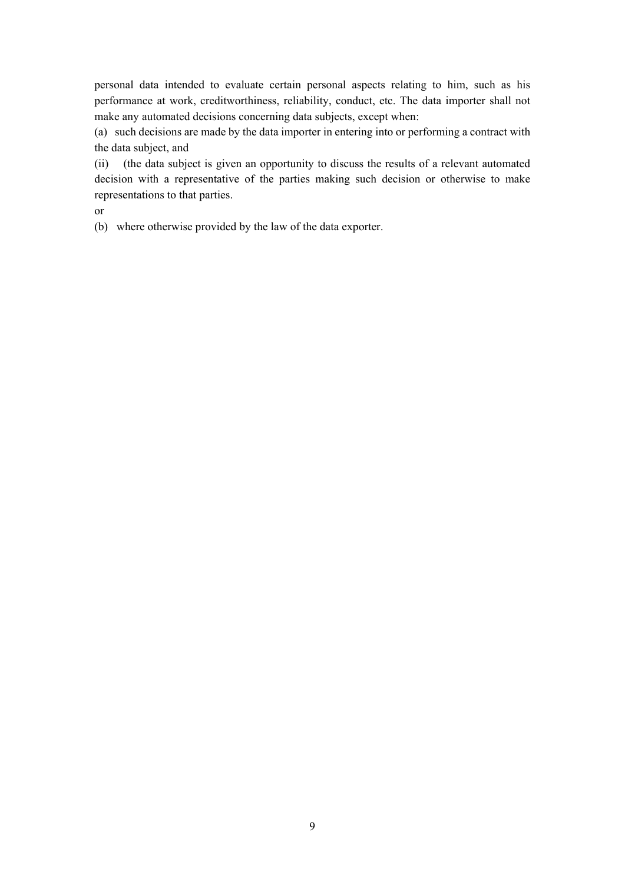personal data intended to evaluate certain personal aspects relating to him, such as his performance at work, creditworthiness, reliability, conduct, etc. The data importer shall not make any automated decisions concerning data subjects, except when:

(a) such decisions are made by the data importer in entering into or performing a contract with the data subject, and

(ii) (the data subject is given an opportunity to discuss the results of a relevant automated decision with a representative of the parties making such decision or otherwise to make representations to that parties.

or

(b) where otherwise provided by the law of the data exporter.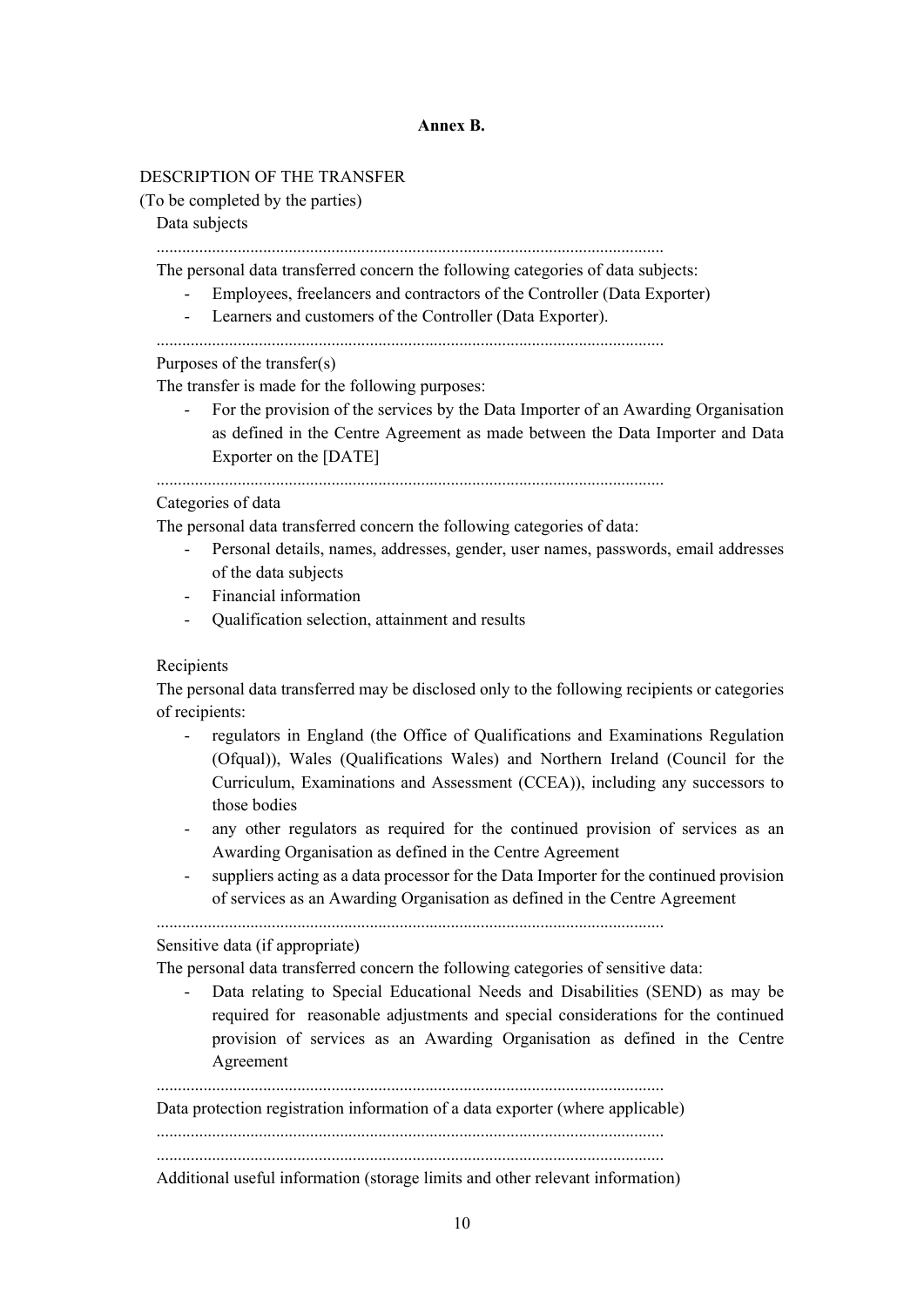**Annex B.**

DESCRIPTION OF THE TRANSFER

(To be completed by the parties)

Data subjects

.......................................................................................................................

The personal data transferred concern the following categories of data subjects:

- Employees, freelancers and contractors of the Controller (Data Exporter)
- Learners and customers of the Controller (Data Exporter).

.......................................................................................................................

Purposes of the transfer(s)

The transfer is made for the following purposes:

- For the provision of the services by the Data Importer of an Awarding Organisation as defined in the Centre Agreement as made between the Data Importer and Data Exporter on the [DATE]

.......................................................................................................................

Categories of data

The personal data transferred concern the following categories of data:

- Personal details, names, addresses, gender, user names, passwords, email addresses of the data subjects
- Financial information
- Qualification selection, attainment and results

Recipients

The personal data transferred may be disclosed only to the following recipients or categories of recipients:

- regulators in England (the Office of Qualifications and Examinations Regulation (Ofqual)), Wales (Qualifications Wales) and Northern Ireland (Council for the Curriculum, Examinations and Assessment (CCEA)), including any successors to those bodies
- any other regulators as required for the continued provision of services as an Awarding Organisation as defined in the Centre Agreement
- suppliers acting as a data processor for the Data Importer for the continued provision of services as an Awarding Organisation as defined in the Centre Agreement

.......................................................................................................................

Sensitive data (if appropriate)

The personal data transferred concern the following categories of sensitive data:

- Data relating to Special Educational Needs and Disabilities (SEND) as may be required for reasonable adjustments and special considerations for the continued provision of services as an Awarding Organisation as defined in the Centre Agreement

.......................................................................................................................

Data protection registration information of a data exporter (where applicable)

.......................................................................................................................

.......................................................................................................................

Additional useful information (storage limits and other relevant information)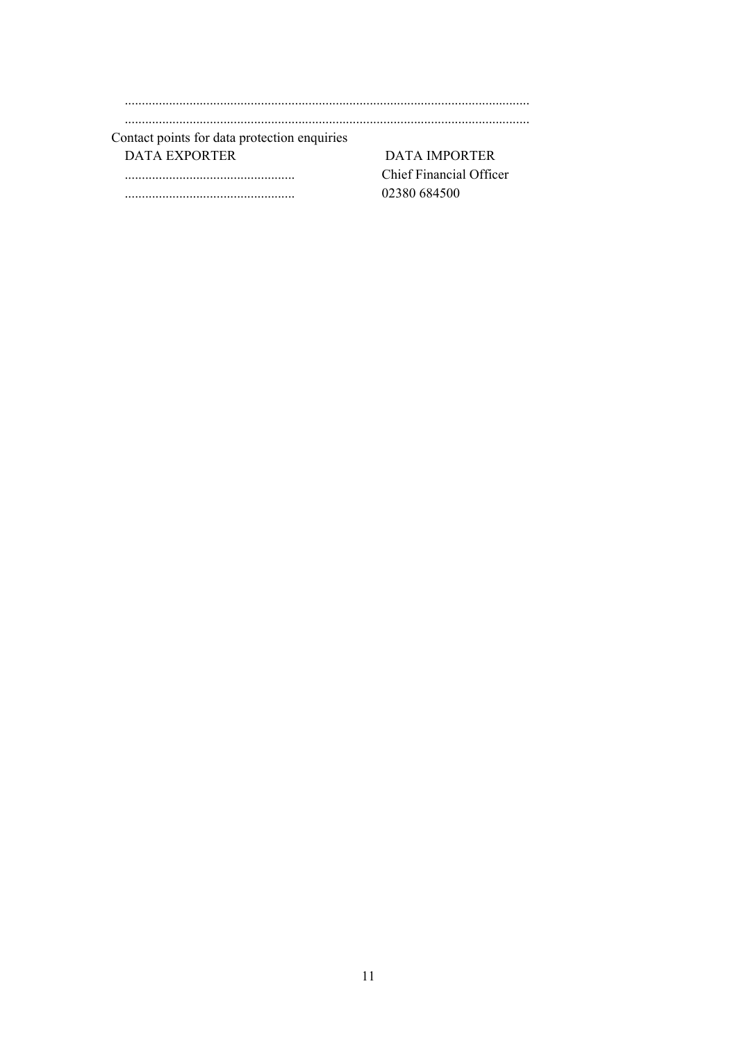........................................................................................................................

........................................................................................................................

Contact points for data protection enquiries

| DATA EXPORTER | DATA IMPORTER |
| --- | --- |
| .................................................. | Chief Financial Officer |
| .................................................. | 02380 684500 |